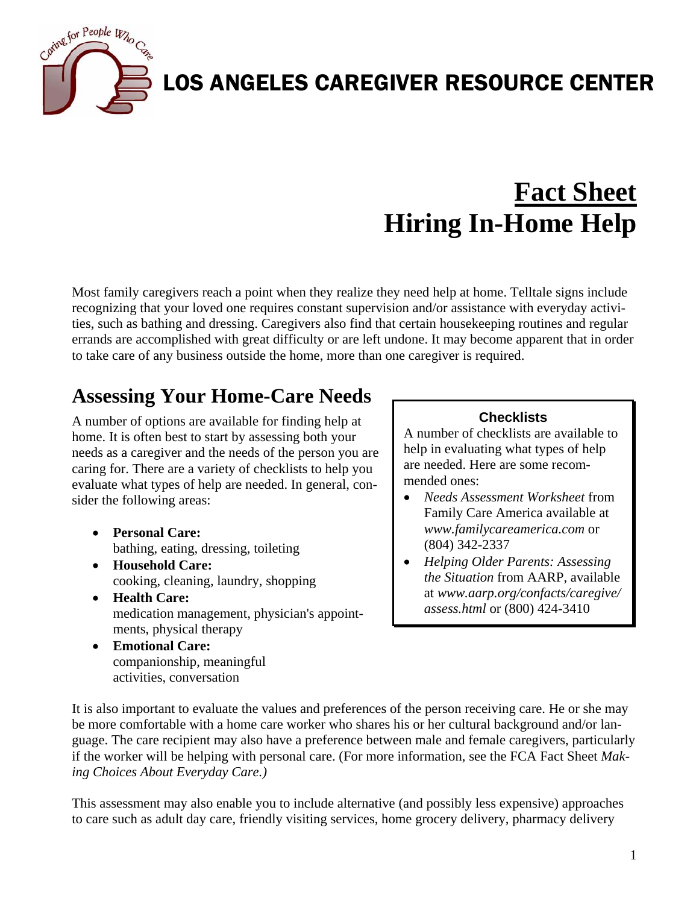# LOS ANGELES CAREGIVER RESOURCE CENTER

## Fact Sheet
## Hiring In-Home Help

Most family caregivers reach a point when they realize they need help at home. Telltale signs include recognizing that your loved one requires constant supervision and/or assistance with everyday activities, such as bathing and dressing. Caregivers also find that certain housekeeping routines and regular errands are accomplished with great difficulty or are left undone. It may become apparent that in order to take care of any business outside the home, more than one caregiver is required.

## Assessing Your Home-Care Needs

A number of options are available for finding help at home. It is often best to start by assessing both your needs as a caregiver and the needs of the person you are caring for. There are a variety of checklists to help you evaluate what types of help are needed. In general, consider the following areas:

- **Personal Care:**
  bathing, eating, dressing, toileting
- **Household Care:**
  cooking, cleaning, laundry, shopping
- **Health Care:**
  medication management, physician's appointments, physical therapy
- **Emotional Care:**
  companionship, meaningful activities, conversation

> **Checklists**
>
> A number of checklists are available to help in evaluating what types of help are needed. Here are some recommended ones:
>
> - *Needs Assessment Worksheet* from Family Care America available at *www.familycareamerica.com* or (804) 342-2337
> - *Helping Older Parents: Assessing the Situation* from AARP, available at *www.aarp.org/confacts/caregive/assess.html* or (800) 424-3410

It is also important to evaluate the values and preferences of the person receiving care. He or she may be more comfortable with a home care worker who shares his or her cultural background and/or language. The care recipient may also have a preference between male and female caregivers, particularly if the worker will be helping with personal care. (For more information, see the FCA Fact Sheet *Making Choices About Everyday Care.)*

This assessment may also enable you to include alternative (and possibly less expensive) approaches to care such as adult day care, friendly visiting services, home grocery delivery, pharmacy delivery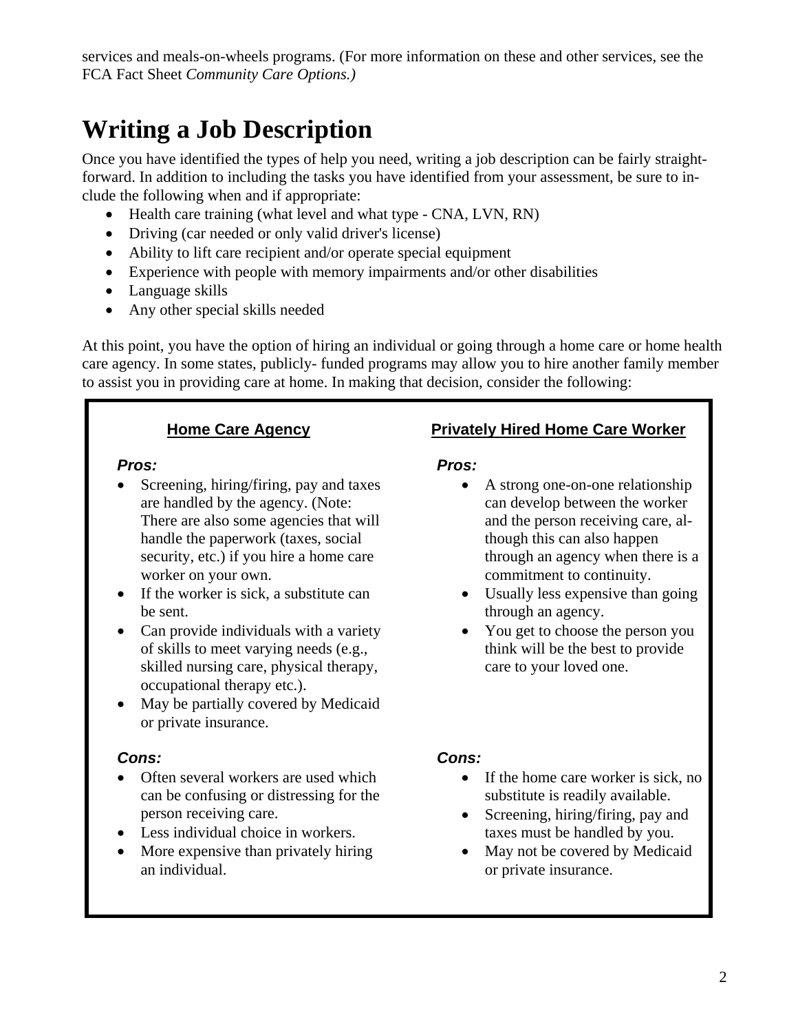services and meals-on-wheels programs. (For more information on these and other services, see the FCA Fact Sheet *Community Care Options.)*

# Writing a Job Description

Once you have identified the types of help you need, writing a job description can be fairly straightforward. In addition to including the tasks you have identified from your assessment, be sure to include the following when and if appropriate:

- Health care training (what level and what type - CNA, LVN, RN)
- Driving (car needed or only valid driver's license)
- Ability to lift care recipient and/or operate special equipment
- Experience with people with memory impairments and/or other disabilities
- Language skills
- Any other special skills needed

At this point, you have the option of hiring an individual or going through a home care or home health care agency. In some states, publicly- funded programs may allow you to hire another family member to assist you in providing care at home. In making that decision, consider the following:

**Home Care Agency**

***Pros:***

- Screening, hiring/firing, pay and taxes are handled by the agency. (Note: There are also some agencies that will handle the paperwork (taxes, social security, etc.) if you hire a home care worker on your own.
- If the worker is sick, a substitute can be sent.
- Can provide individuals with a variety of skills to meet varying needs (e.g., skilled nursing care, physical therapy, occupational therapy etc.).
- May be partially covered by Medicaid or private insurance.

***Cons:***

- Often several workers are used which can be confusing or distressing for the person receiving care.
- Less individual choice in workers.
- More expensive than privately hiring an individual.

**Privately Hired Home Care Worker**

***Pros:***

- A strong one-on-one relationship can develop between the worker and the person receiving care, although this can also happen through an agency when there is a commitment to continuity.
- Usually less expensive than going through an agency.
- You get to choose the person you think will be the best to provide care to your loved one.

***Cons:***

- If the home care worker is sick, no substitute is readily available.
- Screening, hiring/firing, pay and taxes must be handled by you.
- May not be covered by Medicaid or private insurance.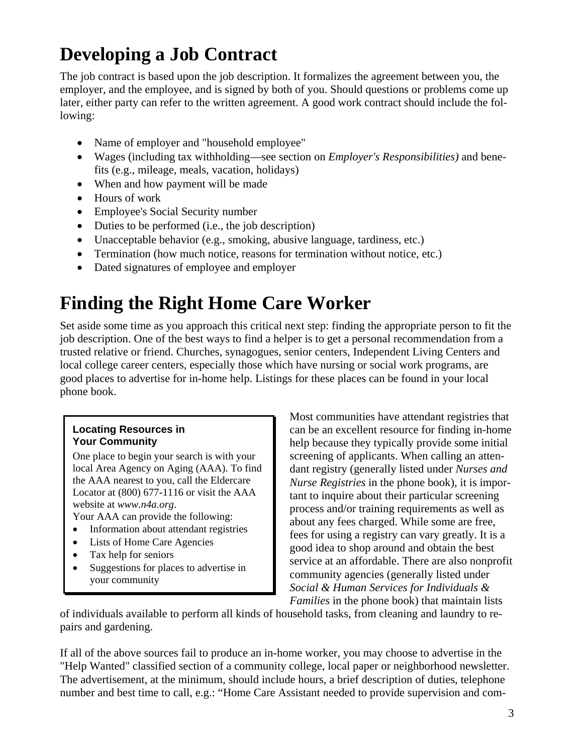# Developing a Job Contract

The job contract is based upon the job description. It formalizes the agreement between you, the employer, and the employee, and is signed by both of you. Should questions or problems come up later, either party can refer to the written agreement. A good work contract should include the following:

- Name of employer and "household employee"
- Wages (including tax withholding—see section on *Employer's Responsibilities)* and benefits (e.g., mileage, meals, vacation, holidays)
- When and how payment will be made
- Hours of work
- Employee's Social Security number
- Duties to be performed (i.e., the job description)
- Unacceptable behavior (e.g., smoking, abusive language, tardiness, etc.)
- Termination (how much notice, reasons for termination without notice, etc.)
- Dated signatures of employee and employer

# Finding the Right Home Care Worker

Set aside some time as you approach this critical next step: finding the appropriate person to fit the job description. One of the best ways to find a helper is to get a personal recommendation from a trusted relative or friend. Churches, synagogues, senior centers, Independent Living Centers and local college career centers, especially those which have nursing or social work programs, are good places to advertise for in-home help. Listings for these places can be found in your local phone book.

**Locating Resources in Your Community**

One place to begin your search is with your local Area Agency on Aging (AAA). To find the AAA nearest to you, call the Eldercare Locator at (800) 677-1116 or visit the AAA website at *www.n4a.org*.

Your AAA can provide the following:

- Information about attendant registries
- Lists of Home Care Agencies
- Tax help for seniors
- Suggestions for places to advertise in your community

Most communities have attendant registries that can be an excellent resource for finding in-home help because they typically provide some initial screening of applicants. When calling an attendant registry (generally listed under *Nurses and Nurse Registries* in the phone book), it is important to inquire about their particular screening process and/or training requirements as well as about any fees charged. While some are free, fees for using a registry can vary greatly. It is a good idea to shop around and obtain the best service at an affordable. There are also nonprofit community agencies (generally listed under *Social & Human Services for Individuals & Families* in the phone book) that maintain lists of individuals available to perform all kinds of household tasks, from cleaning and laundry to repairs and gardening.

If all of the above sources fail to produce an in-home worker, you may choose to advertise in the "Help Wanted" classified section of a community college, local paper or neighborhood newsletter. The advertisement, at the minimum, should include hours, a brief description of duties, telephone number and best time to call, e.g.: "Home Care Assistant needed to provide supervision and com-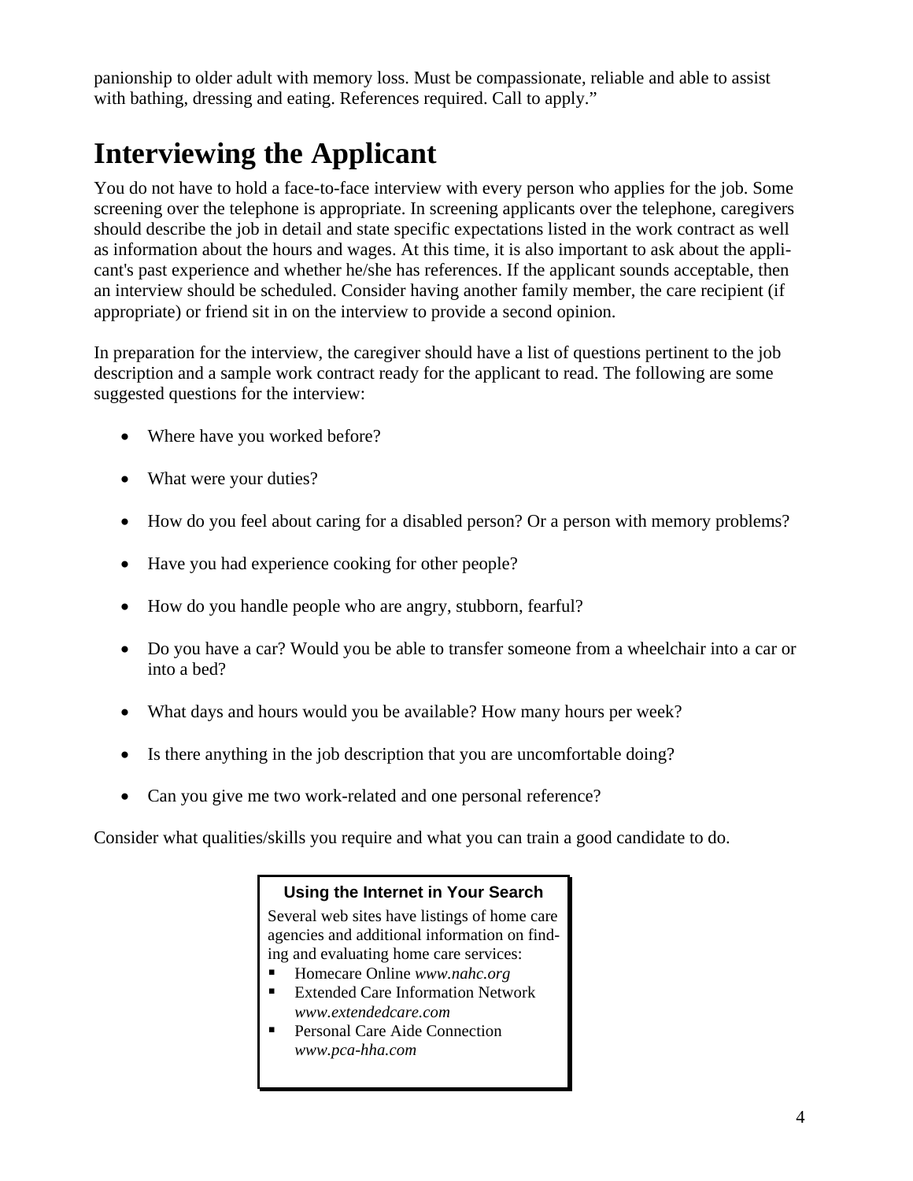panionship to older adult with memory loss. Must be compassionate, reliable and able to assist with bathing, dressing and eating. References required. Call to apply."

# Interviewing the Applicant

You do not have to hold a face-to-face interview with every person who applies for the job. Some screening over the telephone is appropriate. In screening applicants over the telephone, caregivers should describe the job in detail and state specific expectations listed in the work contract as well as information about the hours and wages. At this time, it is also important to ask about the applicant's past experience and whether he/she has references. If the applicant sounds acceptable, then an interview should be scheduled. Consider having another family member, the care recipient (if appropriate) or friend sit in on the interview to provide a second opinion.

In preparation for the interview, the caregiver should have a list of questions pertinent to the job description and a sample work contract ready for the applicant to read. The following are some suggested questions for the interview:

- Where have you worked before?
- What were your duties?
- How do you feel about caring for a disabled person? Or a person with memory problems?
- Have you had experience cooking for other people?
- How do you handle people who are angry, stubborn, fearful?
- Do you have a car? Would you be able to transfer someone from a wheelchair into a car or into a bed?
- What days and hours would you be available? How many hours per week?
- Is there anything in the job description that you are uncomfortable doing?
- Can you give me two work-related and one personal reference?

Consider what qualities/skills you require and what you can train a good candidate to do.

**Using the Internet in Your Search**

Several web sites have listings of home care agencies and additional information on finding and evaluating home care services:

- Homecare Online *www.nahc.org*
- Extended Care Information Network *www.extendedcare.com*
- Personal Care Aide Connection *www.pca-hha.com*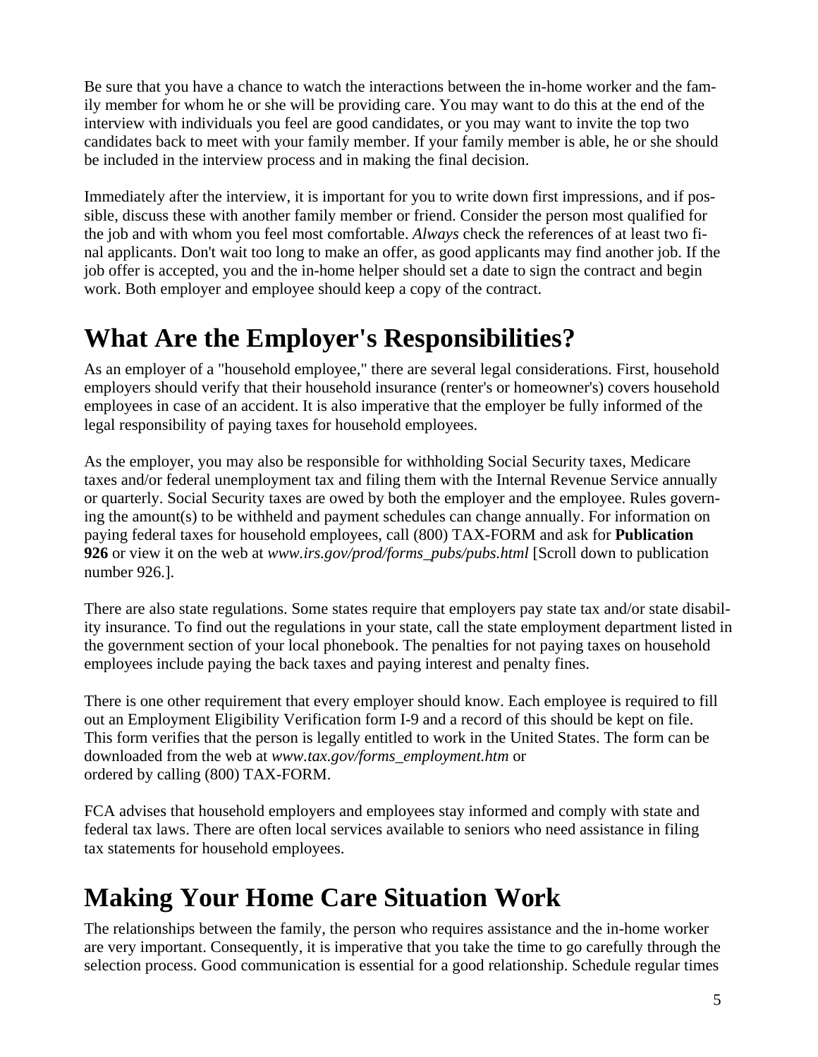Be sure that you have a chance to watch the interactions between the in-home worker and the family member for whom he or she will be providing care. You may want to do this at the end of the interview with individuals you feel are good candidates, or you may want to invite the top two candidates back to meet with your family member. If your family member is able, he or she should be included in the interview process and in making the final decision.

Immediately after the interview, it is important for you to write down first impressions, and if possible, discuss these with another family member or friend. Consider the person most qualified for the job and with whom you feel most comfortable. *Always* check the references of at least two final applicants. Don't wait too long to make an offer, as good applicants may find another job. If the job offer is accepted, you and the in-home helper should set a date to sign the contract and begin work. Both employer and employee should keep a copy of the contract.

# What Are the Employer's Responsibilities?

As an employer of a "household employee," there are several legal considerations. First, household employers should verify that their household insurance (renter's or homeowner's) covers household employees in case of an accident. It is also imperative that the employer be fully informed of the legal responsibility of paying taxes for household employees.

As the employer, you may also be responsible for withholding Social Security taxes, Medicare taxes and/or federal unemployment tax and filing them with the Internal Revenue Service annually or quarterly. Social Security taxes are owed by both the employer and the employee. Rules governing the amount(s) to be withheld and payment schedules can change annually. For information on paying federal taxes for household employees, call (800) TAX-FORM and ask for **Publication 926** or view it on the web at *www.irs.gov/prod/forms_pubs/pubs.html* [Scroll down to publication number 926.].

There are also state regulations. Some states require that employers pay state tax and/or state disability insurance. To find out the regulations in your state, call the state employment department listed in the government section of your local phonebook. The penalties for not paying taxes on household employees include paying the back taxes and paying interest and penalty fines.

There is one other requirement that every employer should know. Each employee is required to fill out an Employment Eligibility Verification form I-9 and a record of this should be kept on file. This form verifies that the person is legally entitled to work in the United States. The form can be downloaded from the web at *www.tax.gov/forms_employment.htm* or ordered by calling (800) TAX-FORM.

FCA advises that household employers and employees stay informed and comply with state and federal tax laws. There are often local services available to seniors who need assistance in filing tax statements for household employees.

# Making Your Home Care Situation Work

The relationships between the family, the person who requires assistance and the in-home worker are very important. Consequently, it is imperative that you take the time to go carefully through the selection process. Good communication is essential for a good relationship. Schedule regular times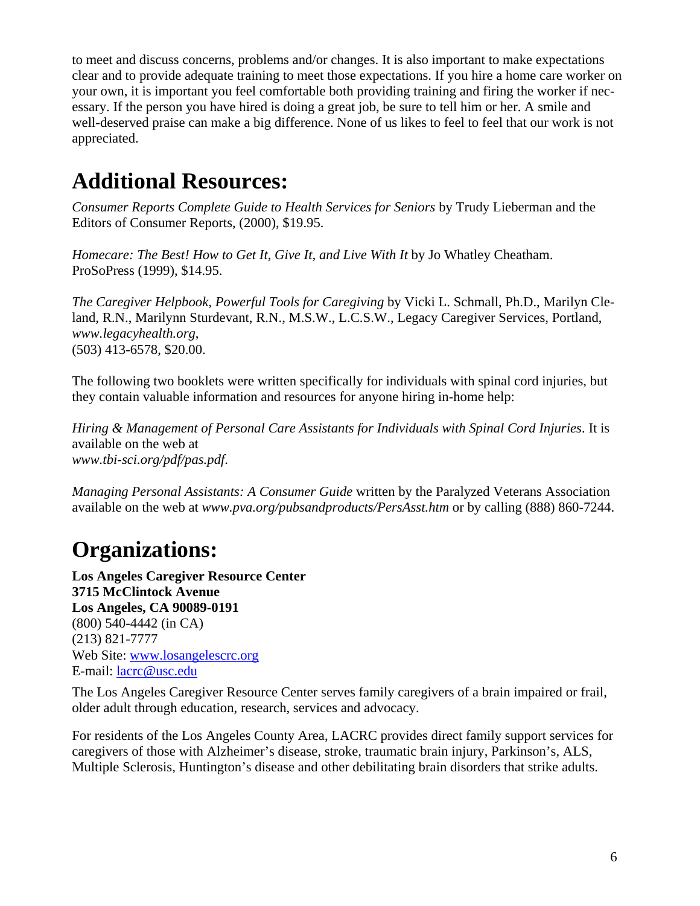to meet and discuss concerns, problems and/or changes. It is also important to make expectations clear and to provide adequate training to meet those expectations. If you hire a home care worker on your own, it is important you feel comfortable both providing training and firing the worker if necessary. If the person you have hired is doing a great job, be sure to tell him or her. A smile and well-deserved praise can make a big difference. None of us likes to feel to feel that our work is not appreciated.

# Additional Resources:

*Consumer Reports Complete Guide to Health Services for Seniors* by Trudy Lieberman and the Editors of Consumer Reports, (2000), $19.95.

*Homecare: The Best! How to Get It, Give It, and Live With It* by Jo Whatley Cheatham. ProSoPress (1999), $14.95.

*The Caregiver Helpbook, Powerful Tools for Caregiving* by Vicki L. Schmall, Ph.D., Marilyn Cleland, R.N., Marilynn Sturdevant, R.N., M.S.W., L.C.S.W., Legacy Caregiver Services, Portland, *www.legacyhealth.org*,
(503) 413-6578, $20.00.

The following two booklets were written specifically for individuals with spinal cord injuries, but they contain valuable information and resources for anyone hiring in-home help:

*Hiring & Management of Personal Care Assistants for Individuals with Spinal Cord Injuries*. It is available on the web at
*www.tbi-sci.org/pdf/pas.pdf*.

*Managing Personal Assistants: A Consumer Guide* written by the Paralyzed Veterans Association available on the web at *www.pva.org/pubsandproducts/PersAsst.htm* or by calling (888) 860-7244.

# Organizations:

**Los Angeles Caregiver Resource Center**
**3715 McClintock Avenue**
**Los Angeles, CA 90089-0191**
(800) 540-4442 (in CA)
(213) 821-7777
Web Site: www.losangelescrc.org
E-mail: lacrc@usc.edu

The Los Angeles Caregiver Resource Center serves family caregivers of a brain impaired or frail, older adult through education, research, services and advocacy.

For residents of the Los Angeles County Area, LACRC provides direct family support services for caregivers of those with Alzheimer's disease, stroke, traumatic brain injury, Parkinson's, ALS, Multiple Sclerosis, Huntington's disease and other debilitating brain disorders that strike adults.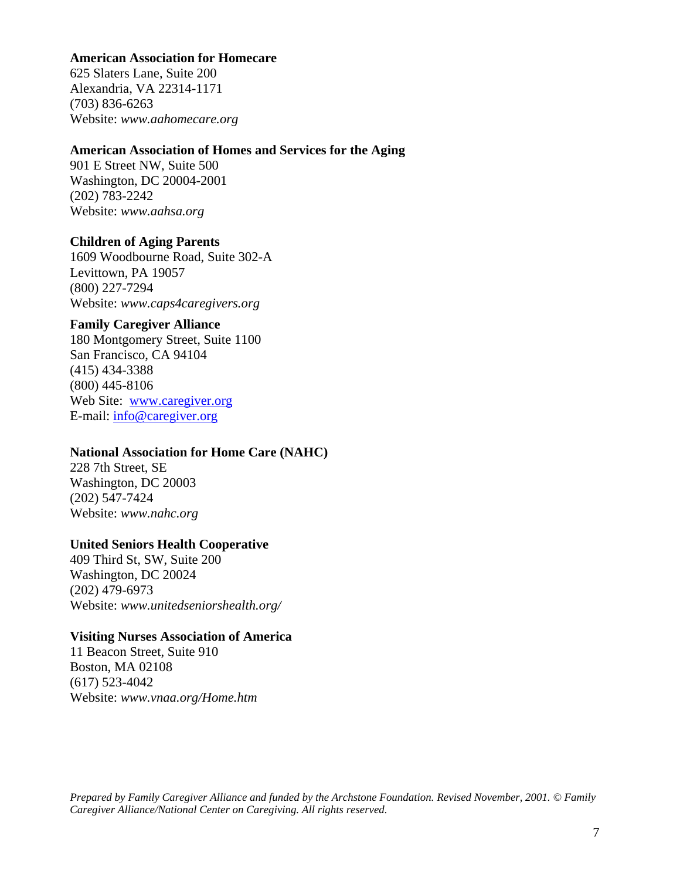**American Association for Homecare**
625 Slaters Lane, Suite 200
Alexandria, VA 22314-1171
(703) 836-6263
Website: *www.aahomecare.org*

**American Association of Homes and Services for the Aging**
901 E Street NW, Suite 500
Washington, DC 20004-2001
(202) 783-2242
Website: *www.aahsa.org*

**Children of Aging Parents**
1609 Woodbourne Road, Suite 302-A
Levittown, PA 19057
(800) 227-7294
Website: *www.caps4caregivers.org*

**Family Caregiver Alliance**
180 Montgomery Street, Suite 1100
San Francisco, CA 94104
(415) 434-3388
(800) 445-8106
Web Site: [www.caregiver.org](http://www.caregiver.org)
E-mail: [info@caregiver.org](mailto:info@caregiver.org)

**National Association for Home Care (NAHC)**
228 7th Street, SE
Washington, DC 20003
(202) 547-7424
Website: *www.nahc.org*

**United Seniors Health Cooperative**
409 Third St, SW, Suite 200
Washington, DC 20024
(202) 479-6973
Website: *www.unitedseniorshealth.org/*

**Visiting Nurses Association of America**
11 Beacon Street, Suite 910
Boston, MA 02108
(617) 523-4042
Website: *www.vnaa.org/Home.htm*

*Prepared by Family Caregiver Alliance and funded by the Archstone Foundation. Revised November, 2001. © Family Caregiver Alliance/National Center on Caregiving. All rights reserved.*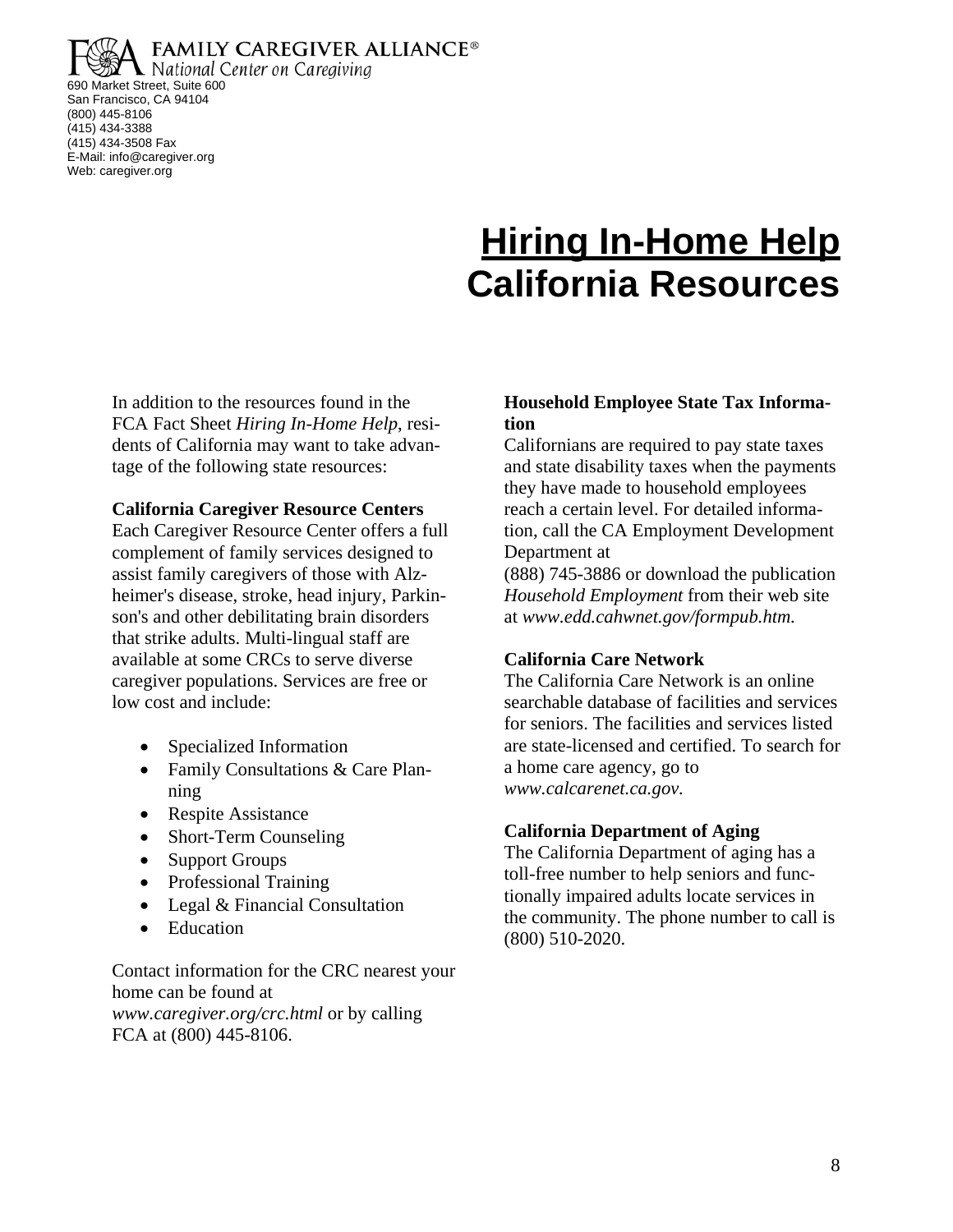FAMILY CAREGIVER ALLIANCE®
National Center on Caregiving
690 Market Street, Suite 600
San Francisco, CA 94104
(800) 445-8106
(415) 434-3388
(415) 434-3508 Fax
E-Mail: info@caregiver.org
Web: caregiver.org

# Hiring In-Home Help
# California Resources

In addition to the resources found in the FCA Fact Sheet *Hiring In-Home Help*, residents of California may want to take advantage of the following state resources:

**California Caregiver Resource Centers**
Each Caregiver Resource Center offers a full complement of family services designed to assist family caregivers of those with Alzheimer's disease, stroke, head injury, Parkinson's and other debilitating brain disorders that strike adults. Multi-lingual staff are available at some CRCs to serve diverse caregiver populations. Services are free or low cost and include:

- Specialized Information
- Family Consultations & Care Planning
- Respite Assistance
- Short-Term Counseling
- Support Groups
- Professional Training
- Legal & Financial Consultation
- Education

Contact information for the CRC nearest your home can be found at *www.caregiver.org/crc.html* or by calling FCA at (800) 445-8106.

**Household Employee State Tax Information**
Californians are required to pay state taxes and state disability taxes when the payments they have made to household employees reach a certain level. For detailed information, call the CA Employment Development Department at (888) 745-3886 or download the publication *Household Employment* from their web site at *www.edd.cahwnet.gov/formpub.htm.*

**California Care Network**
The California Care Network is an online searchable database of facilities and services for seniors. The facilities and services listed are state-licensed and certified. To search for a home care agency, go to *www.calcarenet.ca.gov.*

**California Department of Aging**
The California Department of aging has a toll-free number to help seniors and functionally impaired adults locate services in the community. The phone number to call is (800) 510-2020.